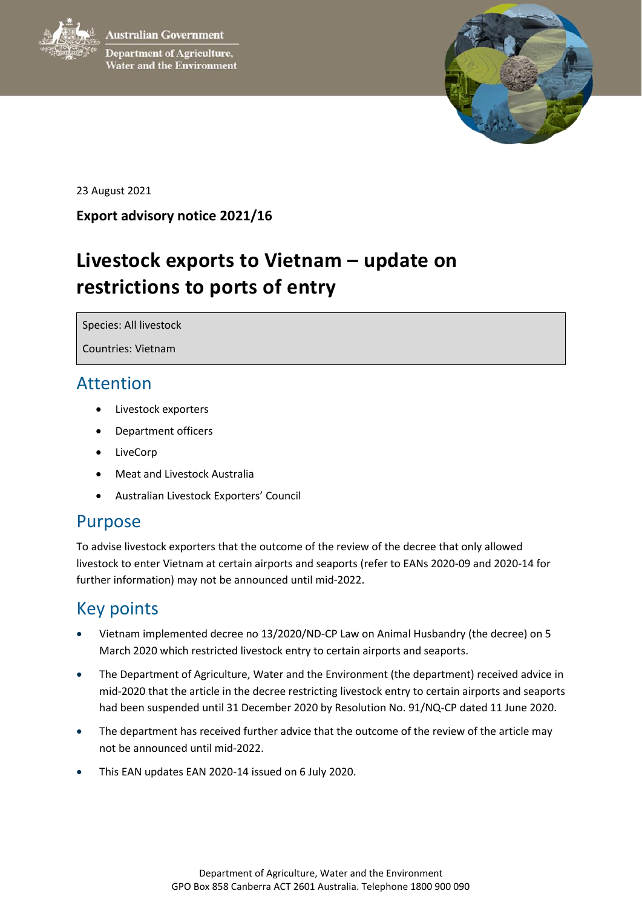Australian Government

Department of Agriculture, Water and the Environment

23 August 2021

**Export advisory notice 2021/16**

# Livestock exports to Vietnam – update on restrictions to ports of entry

| Species: All livestock |
| --- |
| Countries: Vietnam |

## Attention

- Livestock exporters
- Department officers
- LiveCorp
- Meat and Livestock Australia
- Australian Livestock Exporters' Council

## Purpose

To advise livestock exporters that the outcome of the review of the decree that only allowed livestock to enter Vietnam at certain airports and seaports (refer to EANs 2020-09 and 2020-14 for further information) may not be announced until mid-2022.

## Key points

- Vietnam implemented decree no 13/2020/ND-CP Law on Animal Husbandry (the decree) on 5 March 2020 which restricted livestock entry to certain airports and seaports.
- The Department of Agriculture, Water and the Environment (the department) received advice in mid-2020 that the article in the decree restricting livestock entry to certain airports and seaports had been suspended until 31 December 2020 by Resolution No. 91/NQ-CP dated 11 June 2020.
- The department has received further advice that the outcome of the review of the article may not be announced until mid-2022.
- This EAN updates EAN 2020-14 issued on 6 July 2020.

Department of Agriculture, Water and the Environment
GPO Box 858 Canberra ACT 2601 Australia. Telephone 1800 900 090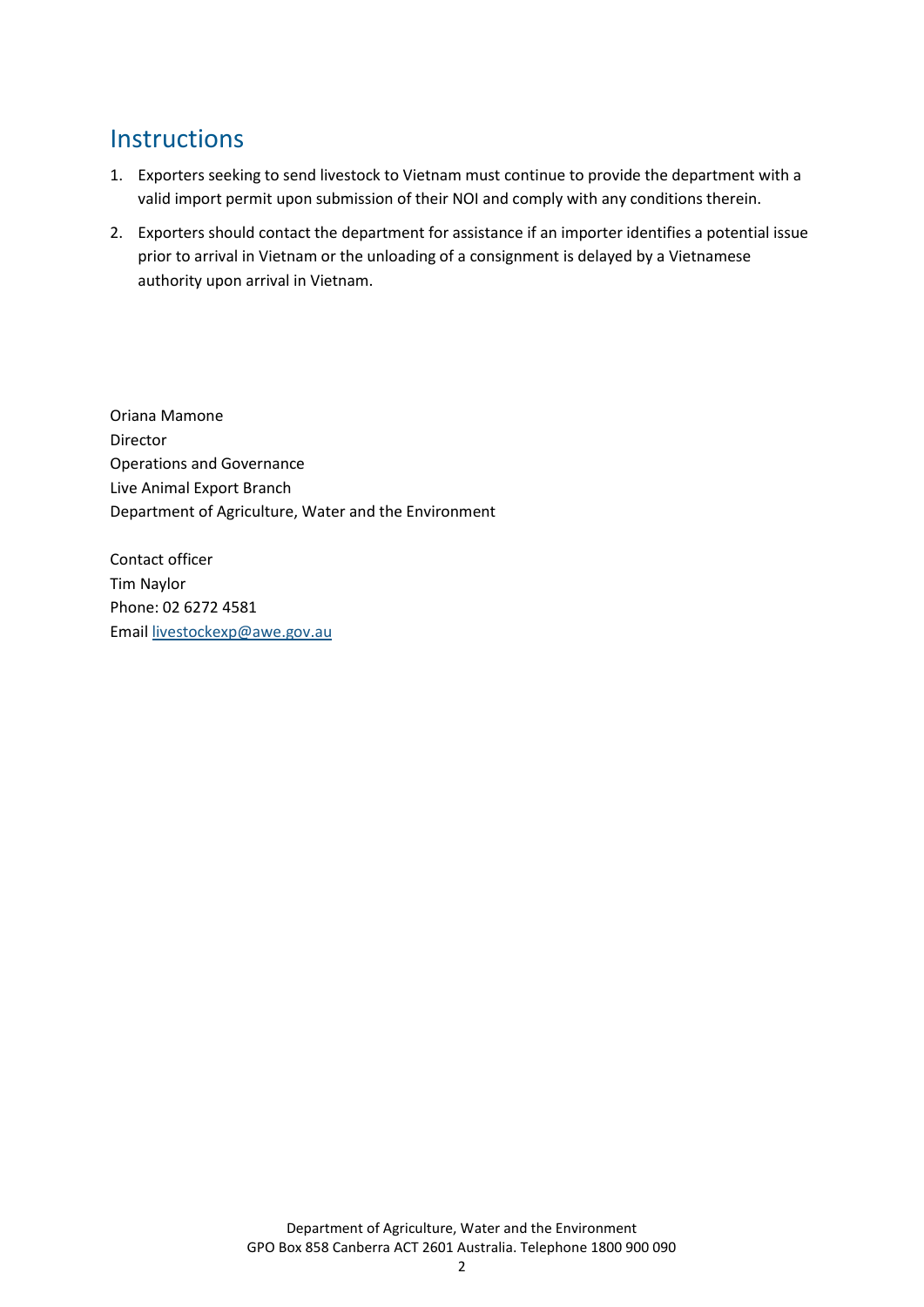## Instructions

1. Exporters seeking to send livestock to Vietnam must continue to provide the department with a valid import permit upon submission of their NOI and comply with any conditions therein.
2. Exporters should contact the department for assistance if an importer identifies a potential issue prior to arrival in Vietnam or the unloading of a consignment is delayed by a Vietnamese authority upon arrival in Vietnam.

Oriana Mamone
Director
Operations and Governance
Live Animal Export Branch
Department of Agriculture, Water and the Environment

Contact officer
Tim Naylor
Phone: 02 6272 4581
Email livestockexp@awe.gov.au

Department of Agriculture, Water and the Environment
GPO Box 858 Canberra ACT 2601 Australia. Telephone 1800 900 090